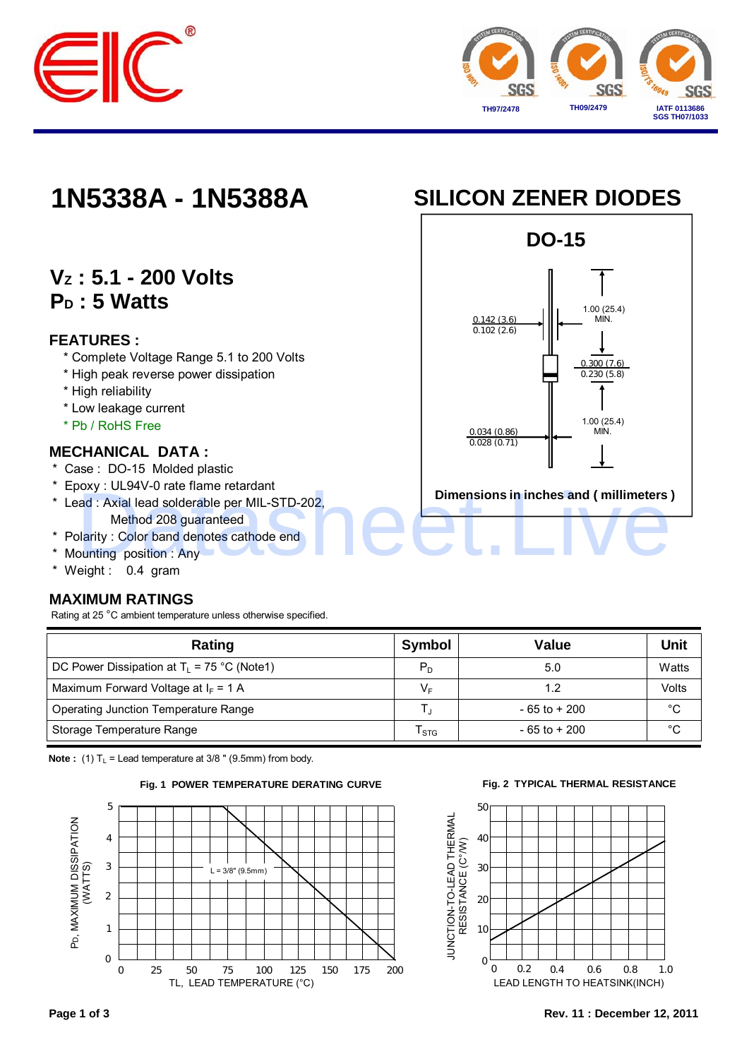# 1N5338A - 1N5388A

## SILICON ZENER DIODES

### $V_Z$ : 5.1 - 200 Volts
### $P_D$ : 5 Watts

### FEATURES :

* Complete Voltage Range 5.1 to 200 Volts
* High peak reverse power dissipation
* High reliability
* Low leakage current
* Pb / RoHS Free

### MECHANICAL DATA :

* Case : DO-15 Molded plastic
* Epoxy : UL94V-0 rate flame retardant
* Lead : Axial lead solderable per MIL-STD-202, Method 208 guaranteed
* Polarity : Color band denotes cathode end
* Mounting position : Any
* Weight : 0.4 gram

DO-15

0.142 (3.6)
0.102 (2.6)

1.00 (25.4)
MIN.

0.300 (7.6)
0.230 (5.8)

1.00 (25.4)
MIN.

0.034 (0.86)
0.028 (0.71)

Dimensions in inches and ( millimeters )

### MAXIMUM RATINGS

Rating at 25 °C ambient temperature unless otherwise specified.

| Rating | Symbol | Value | Unit |
|---|---|---|---|
| DC Power Dissipation at $T_L$ = 75 °C (Note1) | $P_D$ | 5.0 | Watts |
| Maximum Forward Voltage at $I_F$ = 1 A | $V_F$ | 1.2 | Volts |
| Operating Junction Temperature Range | $T_J$ | - 65 to + 200 | °C |
| Storage Temperature Range | $T_{STG}$ | - 65 to + 200 | °C |

**Note :** (1) $T_L$ = Lead temperature at 3/8 " (9.5mm) from body.

**Fig. 1 POWER TEMPERATURE DERATING CURVE**

$P_D$, MAXIMUM DISSIPATION (WATTS)

L = 3/8" (9.5mm)

0 25 50 75 100 125 150 175 200

TL, LEAD TEMPERATURE (°C)

**Fig. 2 TYPICAL THERMAL RESISTANCE**

JUNCTION-TO-LEAD THERMAL RESISTANCE (C°/W)

0 0.2 0.4 0.6 0.8 1.0

LEAD LENGTH TO HEATSINK(INCH)

Rev. 11 : December 12, 2011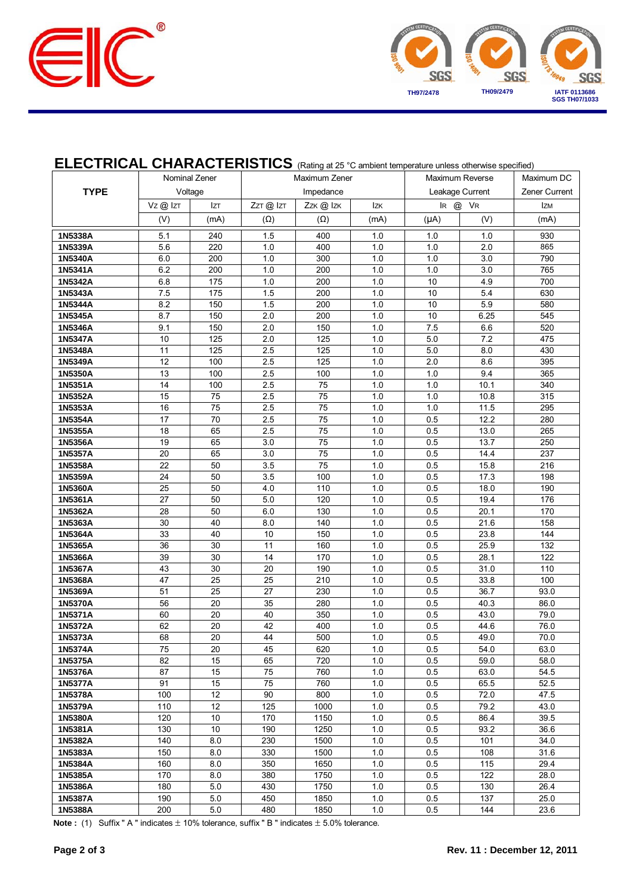## ELECTRICAL CHARACTERISTICS (Rating at 25 °C ambient temperature unless otherwise specified)

| TYPE | Nominal Zener Voltage | | Maximum Zener Impedance | | | Maximum Reverse Leakage Current | | Maximum DC Zener Current |
|---|---|---|---|---|---|---|---|---|
| | $V_Z$ @ $I_{ZT}$ | $I_{ZT}$ | $Z_{ZT}$ @ $I_{ZT}$ | $Z_{ZK}$ @ $I_{ZK}$ | $I_{ZK}$ | $I_R$ @ | $V_R$ | $I_{ZM}$ |
| | (V) | (mA) | (Ω) | (Ω) | (mA) | (μA) | (V) | (mA) |
| **1N5338A** | 5.1 | 240 | 1.5 | 400 | 1.0 | 1.0 | 1.0 | 930 |
| **1N5339A** | 5.6 | 220 | 1.0 | 400 | 1.0 | 1.0 | 2.0 | 865 |
| **1N5340A** | 6.0 | 200 | 1.0 | 300 | 1.0 | 1.0 | 3.0 | 790 |
| **1N5341A** | 6.2 | 200 | 1.0 | 200 | 1.0 | 1.0 | 3.0 | 765 |
| **1N5342A** | 6.8 | 175 | 1.0 | 200 | 1.0 | 10 | 4.9 | 700 |
| **1N5343A** | 7.5 | 175 | 1.5 | 200 | 1.0 | 10 | 5.4 | 630 |
| **1N5344A** | 8.2 | 150 | 1.5 | 200 | 1.0 | 10 | 5.9 | 580 |
| **1N5345A** | 8.7 | 150 | 2.0 | 200 | 1.0 | 10 | 6.25 | 545 |
| **1N5346A** | 9.1 | 150 | 2.0 | 150 | 1.0 | 7.5 | 6.6 | 520 |
| **1N5347A** | 10 | 125 | 2.0 | 125 | 1.0 | 5.0 | 7.2 | 475 |
| **1N5348A** | 11 | 125 | 2.5 | 125 | 1.0 | 5.0 | 8.0 | 430 |
| **1N5349A** | 12 | 100 | 2.5 | 125 | 1.0 | 2.0 | 8.6 | 395 |
| **1N5350A** | 13 | 100 | 2.5 | 100 | 1.0 | 1.0 | 9.4 | 365 |
| **1N5351A** | 14 | 100 | 2.5 | 75 | 1.0 | 1.0 | 10.1 | 340 |
| **1N5352A** | 15 | 75 | 2.5 | 75 | 1.0 | 1.0 | 10.8 | 315 |
| **1N5353A** | 16 | 75 | 2.5 | 75 | 1.0 | 1.0 | 11.5 | 295 |
| **1N5354A** | 17 | 70 | 2.5 | 75 | 1.0 | 0.5 | 12.2 | 280 |
| **1N5355A** | 18 | 65 | 2.5 | 75 | 1.0 | 0.5 | 13.0 | 265 |
| **1N5356A** | 19 | 65 | 3.0 | 75 | 1.0 | 0.5 | 13.7 | 250 |
| **1N5357A** | 20 | 65 | 3.0 | 75 | 1.0 | 0.5 | 14.4 | 237 |
| **1N5358A** | 22 | 50 | 3.5 | 75 | 1.0 | 0.5 | 15.8 | 216 |
| **1N5359A** | 24 | 50 | 3.5 | 100 | 1.0 | 0.5 | 17.3 | 198 |
| **1N5360A** | 25 | 50 | 4.0 | 110 | 1.0 | 0.5 | 18.0 | 190 |
| **1N5361A** | 27 | 50 | 5.0 | 120 | 1.0 | 0.5 | 19.4 | 176 |
| **1N5362A** | 28 | 50 | 6.0 | 130 | 1.0 | 0.5 | 20.1 | 170 |
| **1N5363A** | 30 | 40 | 8.0 | 140 | 1.0 | 0.5 | 21.6 | 158 |
| **1N5364A** | 33 | 40 | 10 | 150 | 1.0 | 0.5 | 23.8 | 144 |
| **1N5365A** | 36 | 30 | 11 | 160 | 1.0 | 0.5 | 25.9 | 132 |
| **1N5366A** | 39 | 30 | 14 | 170 | 1.0 | 0.5 | 28.1 | 122 |
| **1N5367A** | 43 | 30 | 20 | 190 | 1.0 | 0.5 | 31.0 | 110 |
| **1N5368A** | 47 | 25 | 25 | 210 | 1.0 | 0.5 | 33.8 | 100 |
| **1N5369A** | 51 | 25 | 27 | 230 | 1.0 | 0.5 | 36.7 | 93.0 |
| **1N5370A** | 56 | 20 | 35 | 280 | 1.0 | 0.5 | 40.3 | 86.0 |
| **1N5371A** | 60 | 20 | 40 | 350 | 1.0 | 0.5 | 43.0 | 79.0 |
| **1N5372A** | 62 | 20 | 42 | 400 | 1.0 | 0.5 | 44.6 | 76.0 |
| **1N5373A** | 68 | 20 | 44 | 500 | 1.0 | 0.5 | 49.0 | 70.0 |
| **1N5374A** | 75 | 20 | 45 | 620 | 1.0 | 0.5 | 54.0 | 63.0 |
| **1N5375A** | 82 | 15 | 65 | 720 | 1.0 | 0.5 | 59.0 | 58.0 |
| **1N5376A** | 87 | 15 | 75 | 760 | 1.0 | 0.5 | 63.0 | 54.5 |
| **1N5377A** | 91 | 15 | 75 | 760 | 1.0 | 0.5 | 65.5 | 52.5 |
| **1N5378A** | 100 | 12 | 90 | 800 | 1.0 | 0.5 | 72.0 | 47.5 |
| **1N5379A** | 110 | 12 | 125 | 1000 | 1.0 | 0.5 | 79.2 | 43.0 |
| **1N5380A** | 120 | 10 | 170 | 1150 | 1.0 | 0.5 | 86.4 | 39.5 |
| **1N5381A** | 130 | 10 | 190 | 1250 | 1.0 | 0.5 | 93.2 | 36.6 |
| **1N5382A** | 140 | 8.0 | 230 | 1500 | 1.0 | 0.5 | 101 | 34.0 |
| **1N5383A** | 150 | 8.0 | 330 | 1500 | 1.0 | 0.5 | 108 | 31.6 |
| **1N5384A** | 160 | 8.0 | 350 | 1650 | 1.0 | 0.5 | 115 | 29.4 |
| **1N5385A** | 170 | 8.0 | 380 | 1750 | 1.0 | 0.5 | 122 | 28.0 |
| **1N5386A** | 180 | 5.0 | 430 | 1750 | 1.0 | 0.5 | 130 | 26.4 |
| **1N5387A** | 190 | 5.0 | 450 | 1850 | 1.0 | 0.5 | 137 | 25.0 |
| **1N5388A** | 200 | 5.0 | 480 | 1850 | 1.0 | 0.5 | 144 | 23.6 |

**Note :** (1) Suffix " A " indicates ± 10% tolerance, suffix " B " indicates ± 5.0% tolerance.

**Rev. 11 : December 12, 2011**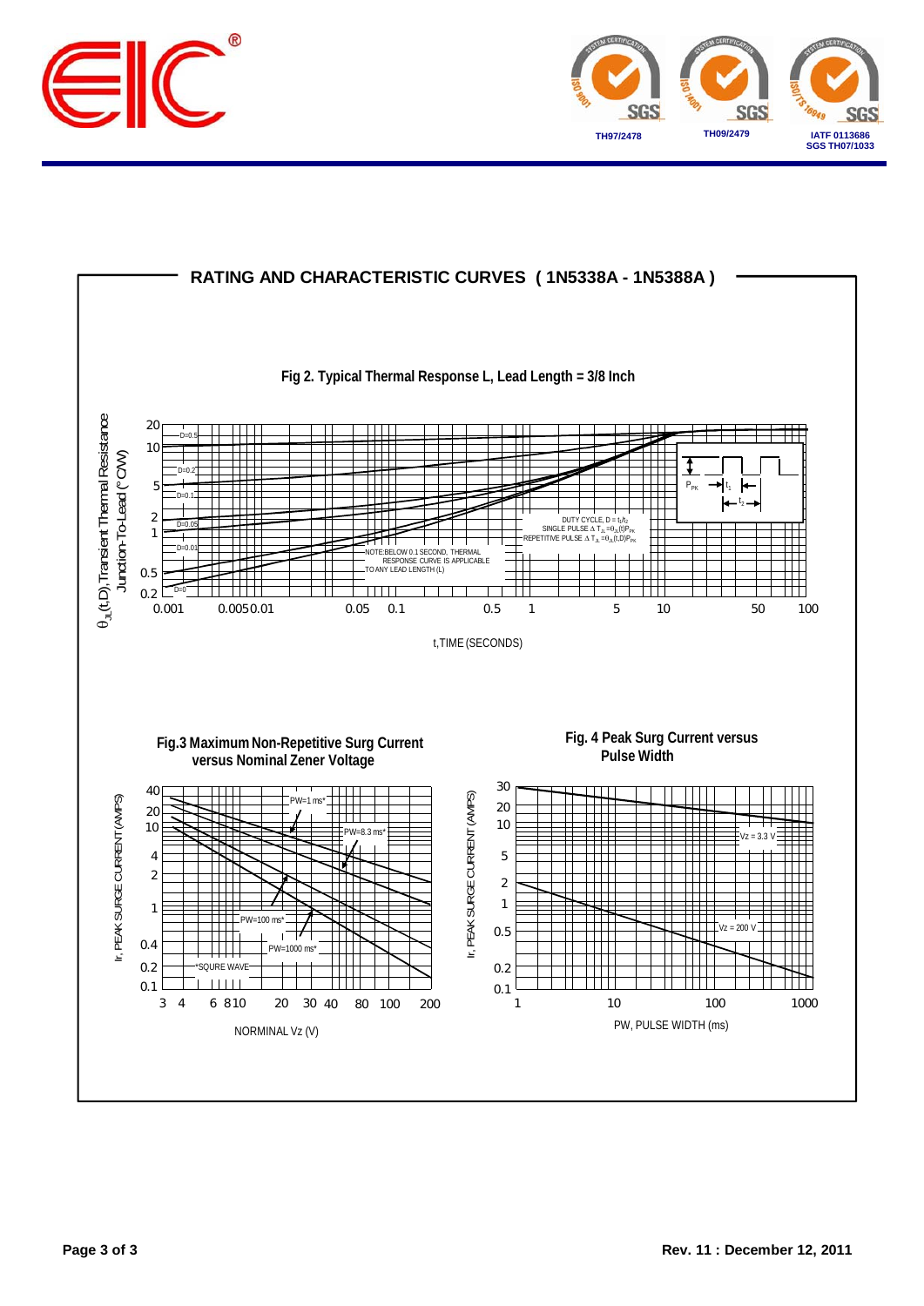## RATING AND CHARACTERISTIC CURVES ( 1N5338A - 1N5388A )

### Fig 2. Typical Thermal Response L, Lead Length = 3/8 Inch

$\theta_{JL}$(t,D), Transient Thermal Resistance Junction-To-Lead (°C/W)

20
10
5
2
1
0.5
0.2

D=0.5
D=0.2
D=0.1
D=0.05
D=0.01
D=0

$P_{PK}$
$t_1$
$t_2$

DUTY CYCLE, D = $t_1/t_2$
SINGLE PULSE $\Delta T_{JL} = \theta_{JL}(t)P_{PK}$
REPETITIVE PULSE $\Delta T_{JL} = \theta_{JL}(t,D)P_{PK}$

NOTE:BELOW 0.1 SECOND, THERMAL RESPONSE CURVE IS APPLICABLE TO ANY LEAD LENGTH (L)

0.001 0.005 0.01 0.05 0.1 0.5 1 5 10 50 100

t,TIME (SECONDS)

### Fig.3 Maximum Non-Repetitive Surg Current versus Nominal Zener Voltage

Ir, PEAK SURGE CURRENT (AMPS)

40
20
10
4
2
1
0.4
0.2
0.1

PW=1 ms*
PW=8.3 ms*
PW=100 ms*
PW=1000 ms*
*SQURE WAVE

3 4 6 8 10 20 30 40 80 100 200

NORMINAL Vz (V)

### Fig. 4 Peak Surg Current versus Pulse Width

Ir, PEAK SURGE CURRENT (AMPS)

30
20
10
5
2
1
0.5
0.2
0.1

Vz = 3.3 V
Vz = 200 V

1 10 100 1000

PW, PULSE WIDTH (ms)

Rev. 11 : December 12, 2011